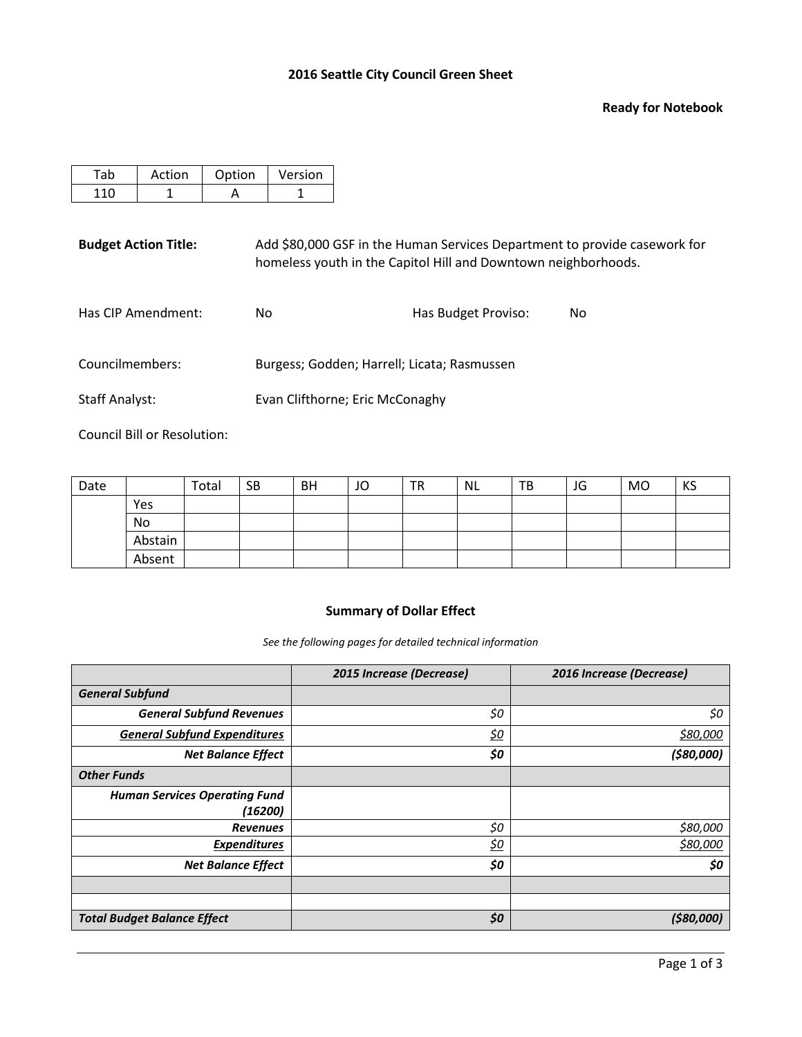# 2016 Seattle City Council Green Sheet

**Ready for Notebook**

| Tab | Action | Option | Version |
|---|---|---|---|
| 110 | 1 | A | 1 |

**Budget Action Title:** Add $80,000 GSF in the Human Services Department to provide casework for homeless youth in the Capitol Hill and Downtown neighborhoods.

Has CIP Amendment: No    Has Budget Proviso: No

Councilmembers: Burgess; Godden; Harrell; Licata; Rasmussen

Staff Analyst: Evan Clifthorne; Eric McConaghy

Council Bill or Resolution:

| Date | | Total | SB | BH | JO | TR | NL | TB | JG | MO | KS |
|---|---|---|---|---|---|---|---|---|---|---|---|
| | Yes | | | | | | | | | | |
| | No | | | | | | | | | | |
| | Abstain | | | | | | | | | | |
| | Absent | | | | | | | | | | |

### Summary of Dollar Effect

*See the following pages for detailed technical information*

| | *2015 Increase (Decrease)* | *2016 Increase (Decrease)* |
|---|---|---|
| ***General Subfund*** | | |
| ***General Subfund Revenues*** | *$0* | *$0* |
| ***General Subfund Expenditures*** | *$0* | *$80,000* |
| ***Net Balance Effect*** | ***$0*** | ***($80,000)*** |
| ***Other Funds*** | | |
| ***Human Services Operating Fund (16200)*** | | |
| ***Revenues*** | *$0* | *$80,000* |
| ***Expenditures*** | *$0* | *$80,000* |
| ***Net Balance Effect*** | ***$0*** | ***$0*** |
| | | |
| | | |
| ***Total Budget Balance Effect*** | ***$0*** | ***($80,000)*** |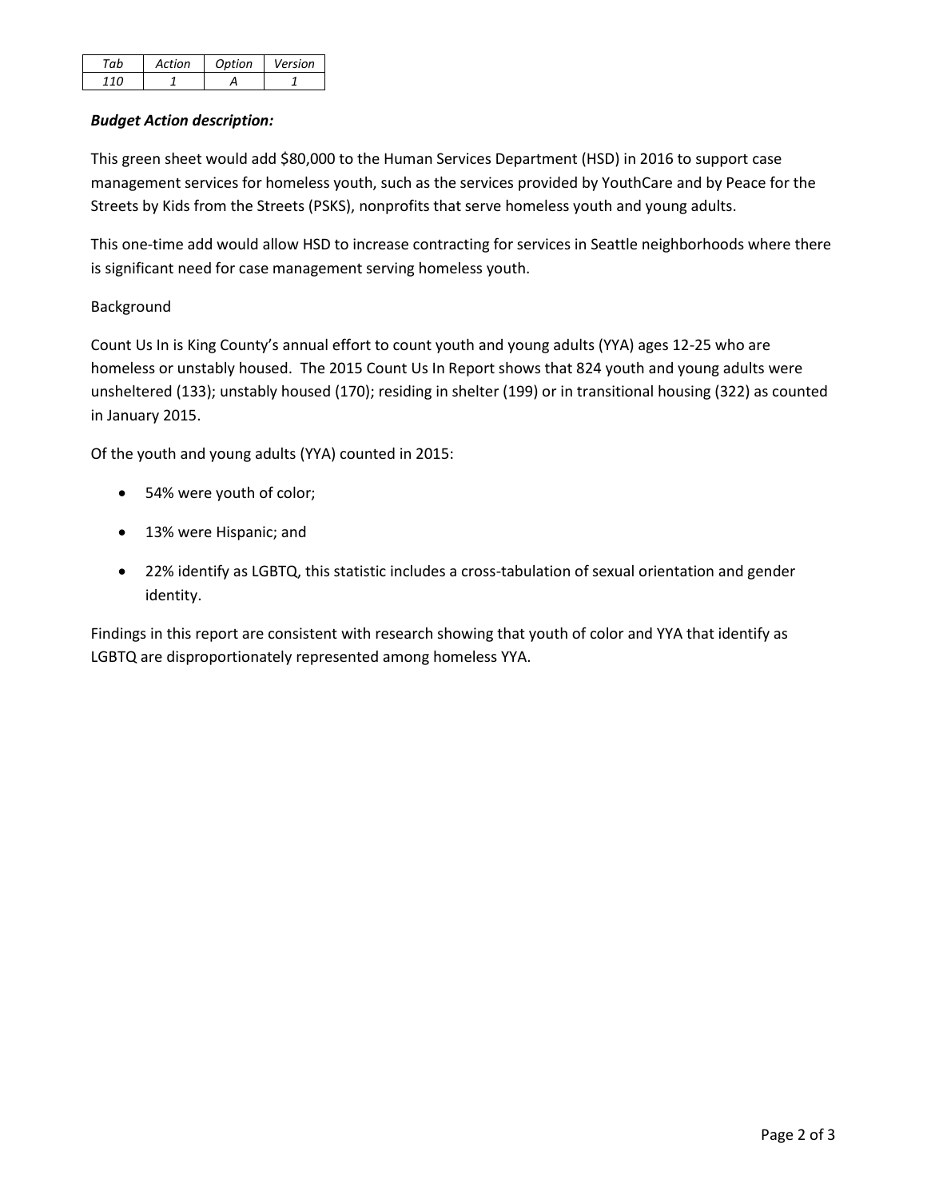| *Tab* | *Action* | *Option* | *Version* |
|---|---|---|---|
| *110* | *1* | *A* | *1* |

***Budget Action description:***

This green sheet would add $80,000 to the Human Services Department (HSD) in 2016 to support case management services for homeless youth, such as the services provided by YouthCare and by Peace for the Streets by Kids from the Streets (PSKS), nonprofits that serve homeless youth and young adults.

This one-time add would allow HSD to increase contracting for services in Seattle neighborhoods where there is significant need for case management serving homeless youth.

Background

Count Us In is King County's annual effort to count youth and young adults (YYA) ages 12-25 who are homeless or unstably housed. The 2015 Count Us In Report shows that 824 youth and young adults were unsheltered (133); unstably housed (170); residing in shelter (199) or in transitional housing (322) as counted in January 2015.

Of the youth and young adults (YYA) counted in 2015:

- 54% were youth of color;
- 13% were Hispanic; and
- 22% identify as LGBTQ, this statistic includes a cross-tabulation of sexual orientation and gender identity.

Findings in this report are consistent with research showing that youth of color and YYA that identify as LGBTQ are disproportionately represented among homeless YYA.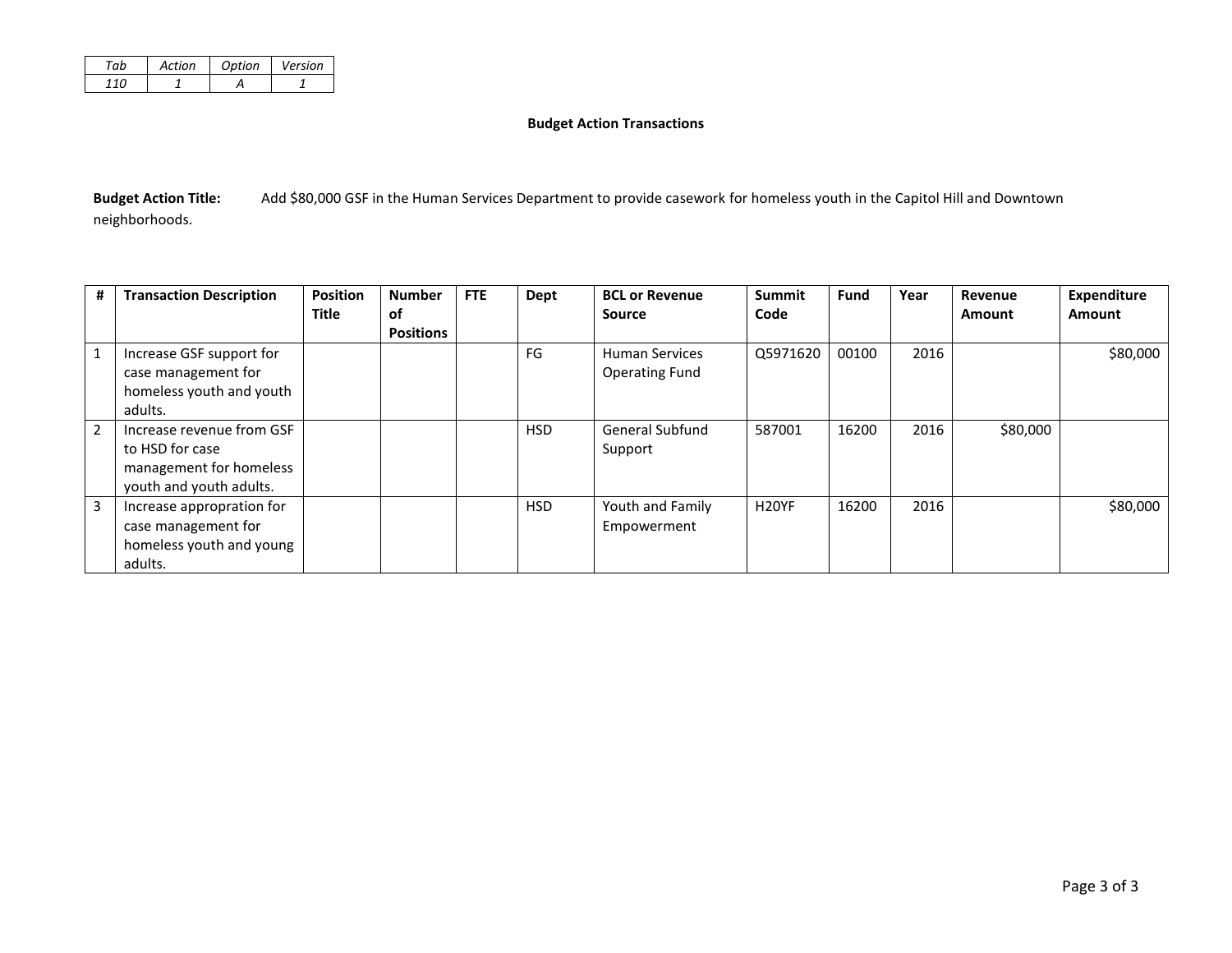| Tab | Action | Option | Version |
|---|---|---|---|
| *110* | *1* | *A* | *1* |

**Budget Action Transactions**

**Budget Action Title:** Add $80,000 GSF in the Human Services Department to provide casework for homeless youth in the Capitol Hill and Downtown neighborhoods.

| # | Transaction Description | Position Title | Number of Positions | FTE | Dept | BCL or Revenue Source | Summit Code | Fund | Year | Revenue Amount | Expenditure Amount |
|---|---|---|---|---|---|---|---|---|---|---|---|
| 1 | Increase GSF support for case management for homeless youth and youth adults. | | | | FG | Human Services Operating Fund | Q5971620 | 00100 | 2016 | | $80,000 |
| 2 | Increase revenue from GSF to HSD for case management for homeless youth and youth adults. | | | | HSD | General Subfund Support | 587001 | 16200 | 2016 | $80,000 | |
| 3 | Increase appropration for case management for homeless youth and young adults. | | | | HSD | Youth and Family Empowerment | H20YF | 16200 | 2016 | | $80,000 |